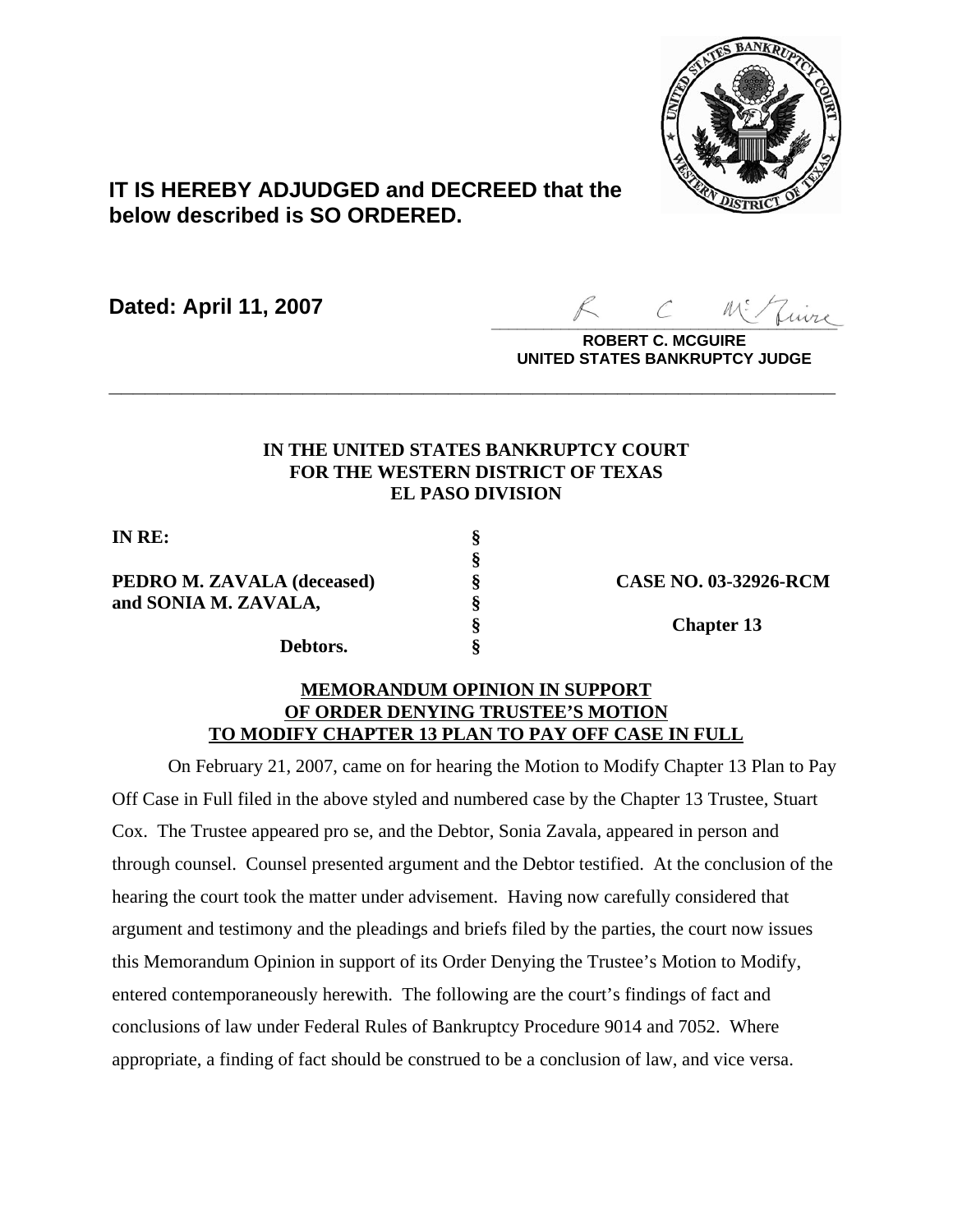**IT IS HEREBY ADJUDGED and DECREED that the below described is SO ORDERED.**

**Dated: April 11, 2007**

**ROBERT C. MCGUIRE**
**UNITED STATES BANKRUPTCY JUDGE**

---

**IN THE UNITED STATES BANKRUPTCY COURT**
**FOR THE WESTERN DISTRICT OF TEXAS**
**EL PASO DIVISION**

| | | |
|---|---|---|
| **IN RE:** | **§** | |
| | **§** | |
| **PEDRO M. ZAVALA (deceased)** | **§** | **CASE NO. 03-32926-RCM** |
| **and SONIA M. ZAVALA,** | **§** | |
| | **§** | **Chapter 13** |
| **Debtors.** | **§** | |

**MEMORANDUM OPINION IN SUPPORT OF ORDER DENYING TRUSTEE'S MOTION TO MODIFY CHAPTER 13 PLAN TO PAY OFF CASE IN FULL**

On February 21, 2007, came on for hearing the Motion to Modify Chapter 13 Plan to Pay Off Case in Full filed in the above styled and numbered case by the Chapter 13 Trustee, Stuart Cox. The Trustee appeared pro se, and the Debtor, Sonia Zavala, appeared in person and through counsel. Counsel presented argument and the Debtor testified. At the conclusion of the hearing the court took the matter under advisement. Having now carefully considered that argument and testimony and the pleadings and briefs filed by the parties, the court now issues this Memorandum Opinion in support of its Order Denying the Trustee's Motion to Modify, entered contemporaneously herewith. The following are the court's findings of fact and conclusions of law under Federal Rules of Bankruptcy Procedure 9014 and 7052. Where appropriate, a finding of fact should be construed to be a conclusion of law, and vice versa.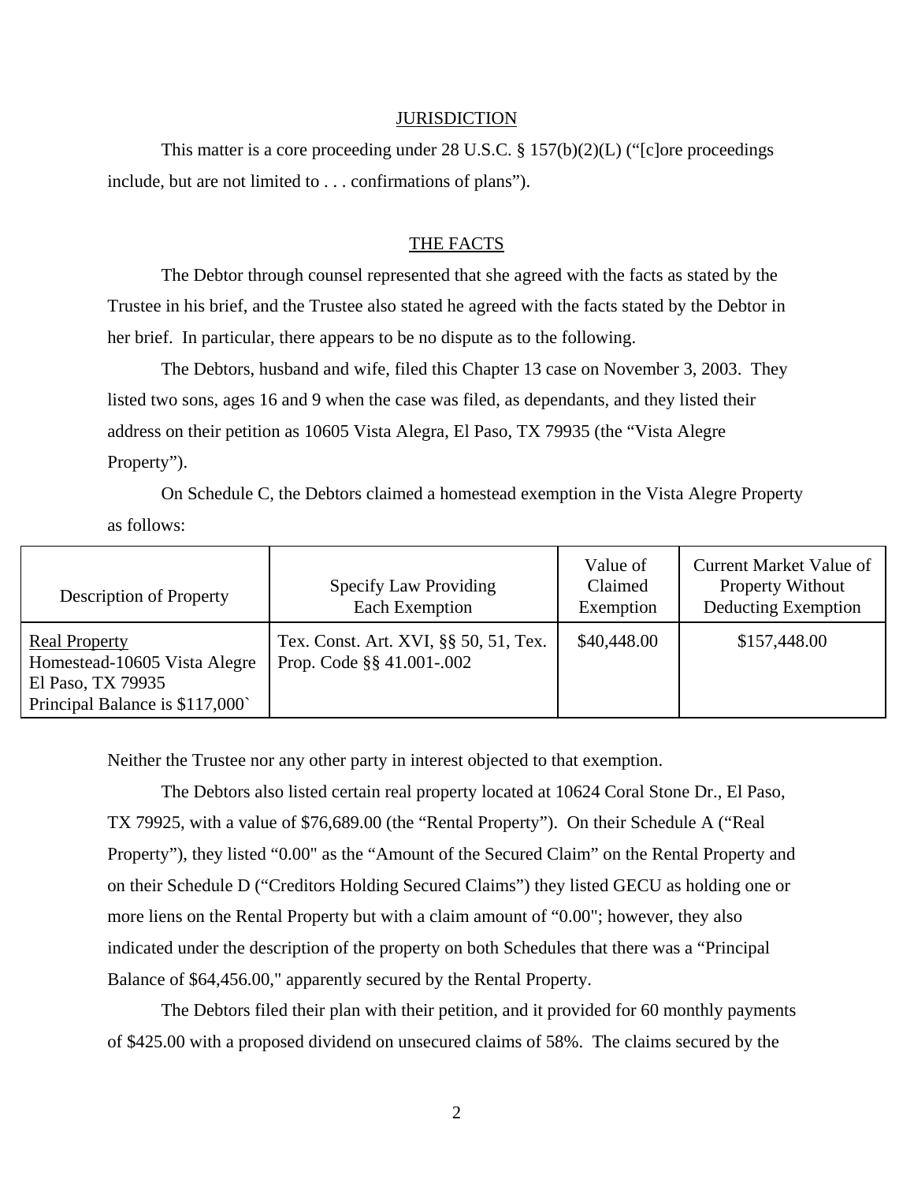## JURISDICTION

This matter is a core proceeding under 28 U.S.C. § 157(b)(2)(L) ("[c]ore proceedings include, but are not limited to . . . confirmations of plans").

## THE FACTS

The Debtor through counsel represented that she agreed with the facts as stated by the Trustee in his brief, and the Trustee also stated he agreed with the facts stated by the Debtor in her brief. In particular, there appears to be no dispute as to the following.

The Debtors, husband and wife, filed this Chapter 13 case on November 3, 2003. They listed two sons, ages 16 and 9 when the case was filed, as dependants, and they listed their address on their petition as 10605 Vista Alegra, El Paso, TX 79935 (the "Vista Alegre Property").

On Schedule C, the Debtors claimed a homestead exemption in the Vista Alegre Property as follows:

| Description of Property | Specify Law Providing Each Exemption | Value of Claimed Exemption | Current Market Value of Property Without Deducting Exemption |
|---|---|---|---|
| Real Property<br>Homestead-10605 Vista Alegre<br>El Paso, TX 79935<br>Principal Balance is $117,000` | Tex. Const. Art. XVI, §§ 50, 51, Tex. Prop. Code §§ 41.001-.002 | $40,448.00 | $157,448.00 |

Neither the Trustee nor any other party in interest objected to that exemption.

The Debtors also listed certain real property located at 10624 Coral Stone Dr., El Paso, TX 79925, with a value of $76,689.00 (the "Rental Property"). On their Schedule A ("Real Property"), they listed "0.00" as the "Amount of the Secured Claim" on the Rental Property and on their Schedule D ("Creditors Holding Secured Claims") they listed GECU as holding one or more liens on the Rental Property but with a claim amount of "0.00"; however, they also indicated under the description of the property on both Schedules that there was a "Principal Balance of $64,456.00," apparently secured by the Rental Property.

The Debtors filed their plan with their petition, and it provided for 60 monthly payments of $425.00 with a proposed dividend on unsecured claims of 58%. The claims secured by the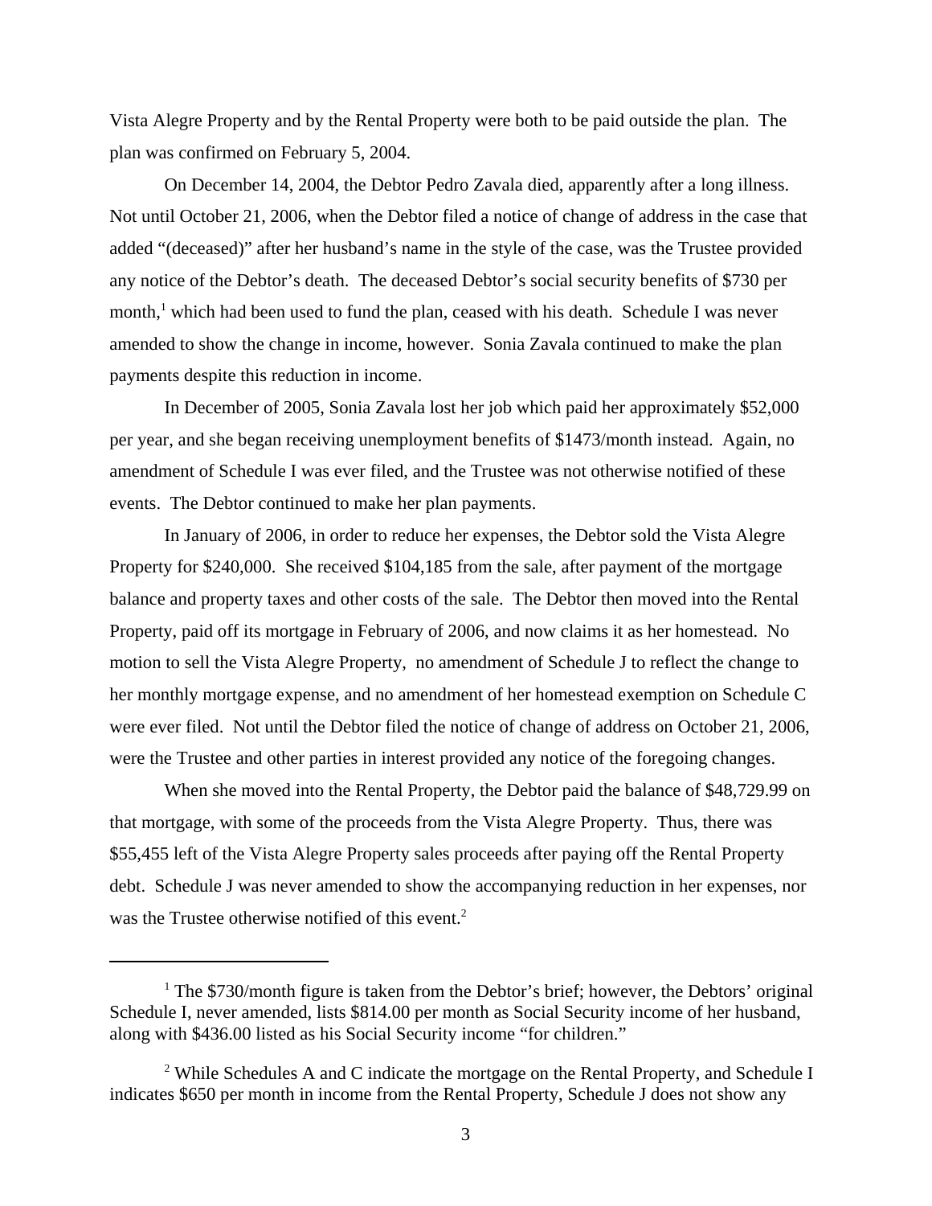Vista Alegre Property and by the Rental Property were both to be paid outside the plan. The plan was confirmed on February 5, 2004.

On December 14, 2004, the Debtor Pedro Zavala died, apparently after a long illness. Not until October 21, 2006, when the Debtor filed a notice of change of address in the case that added "(deceased)" after her husband's name in the style of the case, was the Trustee provided any notice of the Debtor's death. The deceased Debtor's social security benefits of $730 per month,[1] which had been used to fund the plan, ceased with his death. Schedule I was never amended to show the change in income, however. Sonia Zavala continued to make the plan payments despite this reduction in income.

In December of 2005, Sonia Zavala lost her job which paid her approximately $52,000 per year, and she began receiving unemployment benefits of $1473/month instead. Again, no amendment of Schedule I was ever filed, and the Trustee was not otherwise notified of these events. The Debtor continued to make her plan payments.

In January of 2006, in order to reduce her expenses, the Debtor sold the Vista Alegre Property for $240,000. She received $104,185 from the sale, after payment of the mortgage balance and property taxes and other costs of the sale. The Debtor then moved into the Rental Property, paid off its mortgage in February of 2006, and now claims it as her homestead. No motion to sell the Vista Alegre Property, no amendment of Schedule J to reflect the change to her monthly mortgage expense, and no amendment of her homestead exemption on Schedule C were ever filed. Not until the Debtor filed the notice of change of address on October 21, 2006, were the Trustee and other parties in interest provided any notice of the foregoing changes.

When she moved into the Rental Property, the Debtor paid the balance of $48,729.99 on that mortgage, with some of the proceeds from the Vista Alegre Property. Thus, there was $55,455 left of the Vista Alegre Property sales proceeds after paying off the Rental Property debt. Schedule J was never amended to show the accompanying reduction in her expenses, nor was the Trustee otherwise notified of this event.[2]

---

[1] The $730/month figure is taken from the Debtor's brief; however, the Debtors' original Schedule I, never amended, lists $814.00 per month as Social Security income of her husband, along with $436.00 listed as his Social Security income "for children."

[2] While Schedules A and C indicate the mortgage on the Rental Property, and Schedule I indicates $650 per month in income from the Rental Property, Schedule J does not show any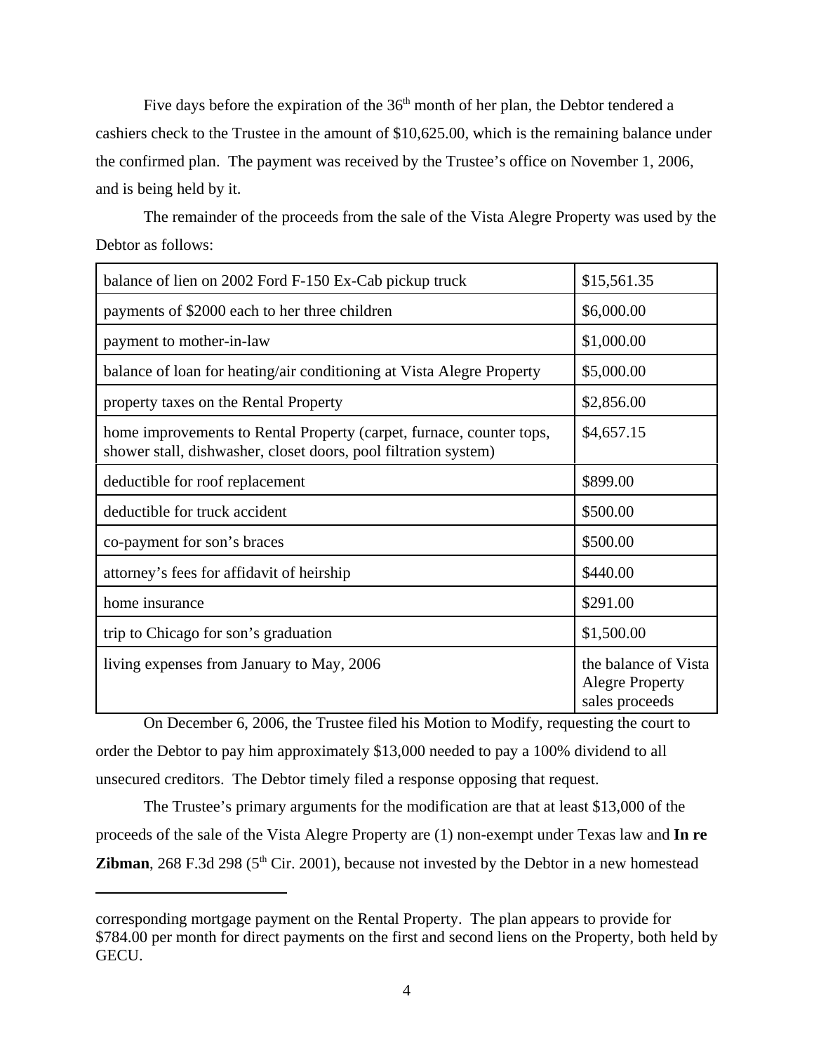Five days before the expiration of the 36th month of her plan, the Debtor tendered a cashiers check to the Trustee in the amount of $10,625.00, which is the remaining balance under the confirmed plan. The payment was received by the Trustee's office on November 1, 2006, and is being held by it.

The remainder of the proceeds from the sale of the Vista Alegre Property was used by the Debtor as follows:

| | |
|---|---|
| balance of lien on 2002 Ford F-150 Ex-Cab pickup truck | $15,561.35 |
| payments of $2000 each to her three children | $6,000.00 |
| payment to mother-in-law | $1,000.00 |
| balance of loan for heating/air conditioning at Vista Alegre Property | $5,000.00 |
| property taxes on the Rental Property | $2,856.00 |
| home improvements to Rental Property (carpet, furnace, counter tops, shower stall, dishwasher, closet doors, pool filtration system) | $4,657.15 |
| deductible for roof replacement | $899.00 |
| deductible for truck accident | $500.00 |
| co-payment for son's braces | $500.00 |
| attorney's fees for affidavit of heirship | $440.00 |
| home insurance | $291.00 |
| trip to Chicago for son's graduation | $1,500.00 |
| living expenses from January to May, 2006 | the balance of Vista Alegre Property sales proceeds |

On December 6, 2006, the Trustee filed his Motion to Modify, requesting the court to order the Debtor to pay him approximately $13,000 needed to pay a 100% dividend to all unsecured creditors. The Debtor timely filed a response opposing that request.

The Trustee's primary arguments for the modification are that at least $13,000 of the proceeds of the sale of the Vista Alegre Property are (1) non-exempt under Texas law and **In re Zibman**, 268 F.3d 298 (5th Cir. 2001), because not invested by the Debtor in a new homestead

---

corresponding mortgage payment on the Rental Property. The plan appears to provide for $784.00 per month for direct payments on the first and second liens on the Property, both held by GECU.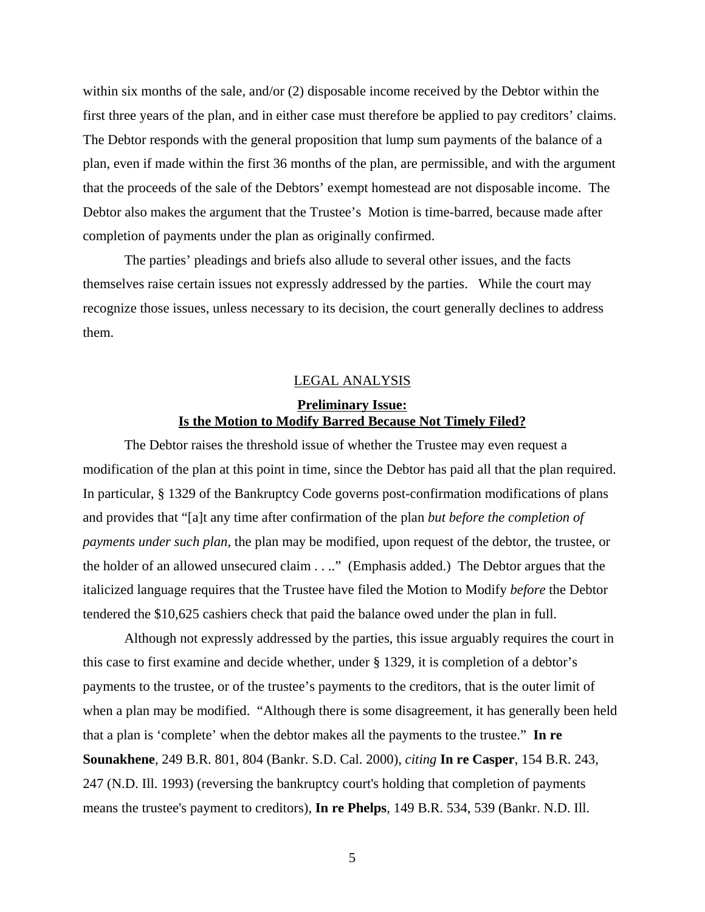within six months of the sale, and/or (2) disposable income received by the Debtor within the first three years of the plan, and in either case must therefore be applied to pay creditors' claims. The Debtor responds with the general proposition that lump sum payments of the balance of a plan, even if made within the first 36 months of the plan, are permissible, and with the argument that the proceeds of the sale of the Debtors' exempt homestead are not disposable income. The Debtor also makes the argument that the Trustee's Motion is time-barred, because made after completion of payments under the plan as originally confirmed.

The parties' pleadings and briefs also allude to several other issues, and the facts themselves raise certain issues not expressly addressed by the parties. While the court may recognize those issues, unless necessary to its decision, the court generally declines to address them.

## LEGAL ANALYSIS

### **Preliminary Issue:**
### **Is the Motion to Modify Barred Because Not Timely Filed?**

The Debtor raises the threshold issue of whether the Trustee may even request a modification of the plan at this point in time, since the Debtor has paid all that the plan required. In particular, § 1329 of the Bankruptcy Code governs post-confirmation modifications of plans and provides that "[a]t any time after confirmation of the plan *but before the completion of payments under such plan*, the plan may be modified, upon request of the debtor, the trustee, or the holder of an allowed unsecured claim . . .." (Emphasis added.) The Debtor argues that the italicized language requires that the Trustee have filed the Motion to Modify *before* the Debtor tendered the $10,625 cashiers check that paid the balance owed under the plan in full.

Although not expressly addressed by the parties, this issue arguably requires the court in this case to first examine and decide whether, under § 1329, it is completion of a debtor's payments to the trustee, or of the trustee's payments to the creditors, that is the outer limit of when a plan may be modified. "Although there is some disagreement, it has generally been held that a plan is 'complete' when the debtor makes all the payments to the trustee." **In re Sounakhene**, 249 B.R. 801, 804 (Bankr. S.D. Cal. 2000), *citing* **In re Casper**, 154 B.R. 243, 247 (N.D. Ill. 1993) (reversing the bankruptcy court's holding that completion of payments means the trustee's payment to creditors), **In re Phelps**, 149 B.R. 534, 539 (Bankr. N.D. Ill.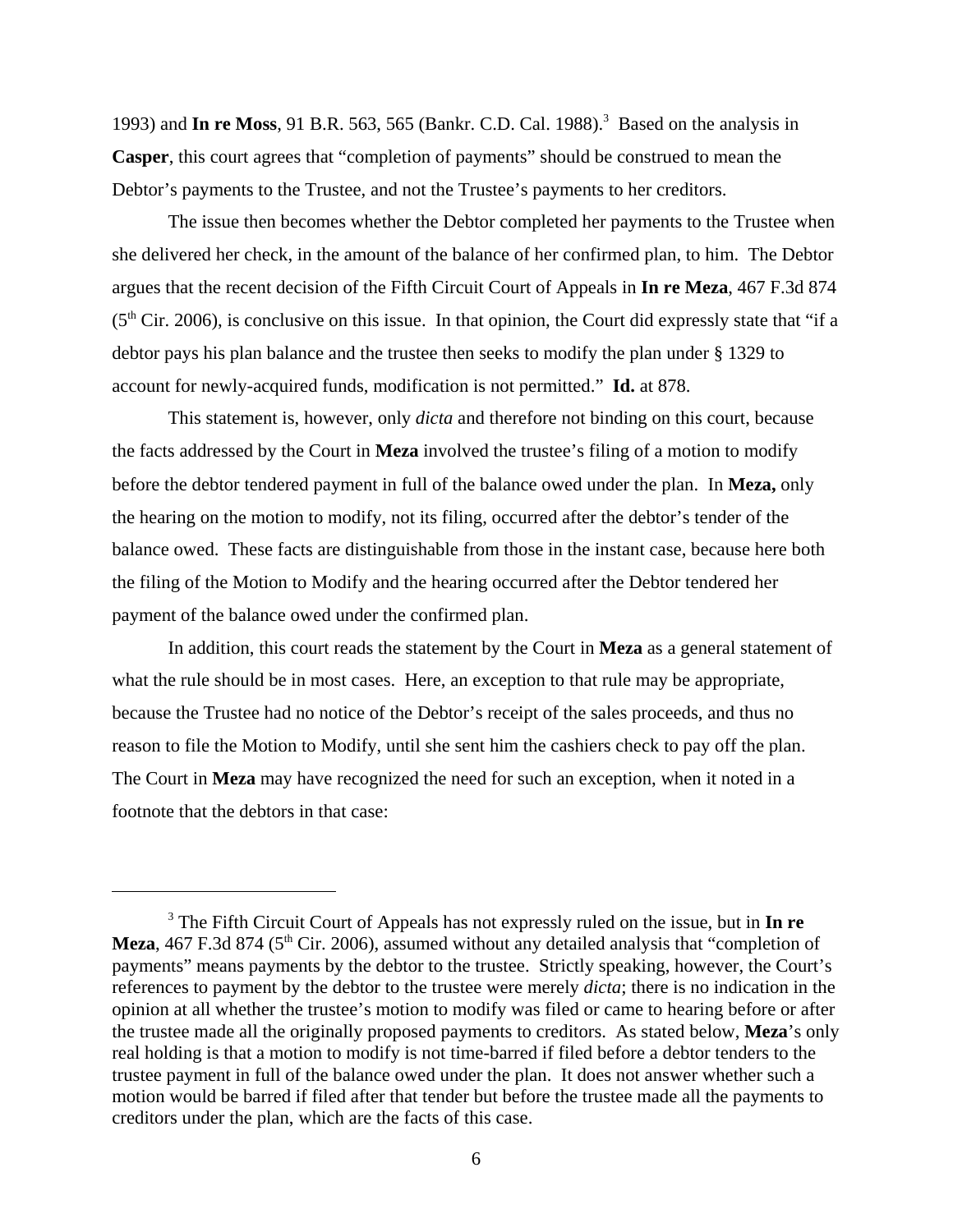1993) and **In re Moss**, 91 B.R. 563, 565 (Bankr. C.D. Cal. 1988).[3] Based on the analysis in **Casper**, this court agrees that "completion of payments" should be construed to mean the Debtor's payments to the Trustee, and not the Trustee's payments to her creditors.

The issue then becomes whether the Debtor completed her payments to the Trustee when she delivered her check, in the amount of the balance of her confirmed plan, to him. The Debtor argues that the recent decision of the Fifth Circuit Court of Appeals in **In re Meza**, 467 F.3d 874 (5th Cir. 2006), is conclusive on this issue. In that opinion, the Court did expressly state that "if a debtor pays his plan balance and the trustee then seeks to modify the plan under § 1329 to account for newly-acquired funds, modification is not permitted." **Id.** at 878.

This statement is, however, only *dicta* and therefore not binding on this court, because the facts addressed by the Court in **Meza** involved the trustee's filing of a motion to modify before the debtor tendered payment in full of the balance owed under the plan. In **Meza,** only the hearing on the motion to modify, not its filing, occurred after the debtor's tender of the balance owed. These facts are distinguishable from those in the instant case, because here both the filing of the Motion to Modify and the hearing occurred after the Debtor tendered her payment of the balance owed under the confirmed plan.

In addition, this court reads the statement by the Court in **Meza** as a general statement of what the rule should be in most cases. Here, an exception to that rule may be appropriate, because the Trustee had no notice of the Debtor's receipt of the sales proceeds, and thus no reason to file the Motion to Modify, until she sent him the cashiers check to pay off the plan. The Court in **Meza** may have recognized the need for such an exception, when it noted in a footnote that the debtors in that case:

---

[3] The Fifth Circuit Court of Appeals has not expressly ruled on the issue, but in **In re Meza**, 467 F.3d 874 (5th Cir. 2006), assumed without any detailed analysis that "completion of payments" means payments by the debtor to the trustee. Strictly speaking, however, the Court's references to payment by the debtor to the trustee were merely *dicta*; there is no indication in the opinion at all whether the trustee's motion to modify was filed or came to hearing before or after the trustee made all the originally proposed payments to creditors. As stated below, **Meza**'s only real holding is that a motion to modify is not time-barred if filed before a debtor tenders to the trustee payment in full of the balance owed under the plan. It does not answer whether such a motion would be barred if filed after that tender but before the trustee made all the payments to creditors under the plan, which are the facts of this case.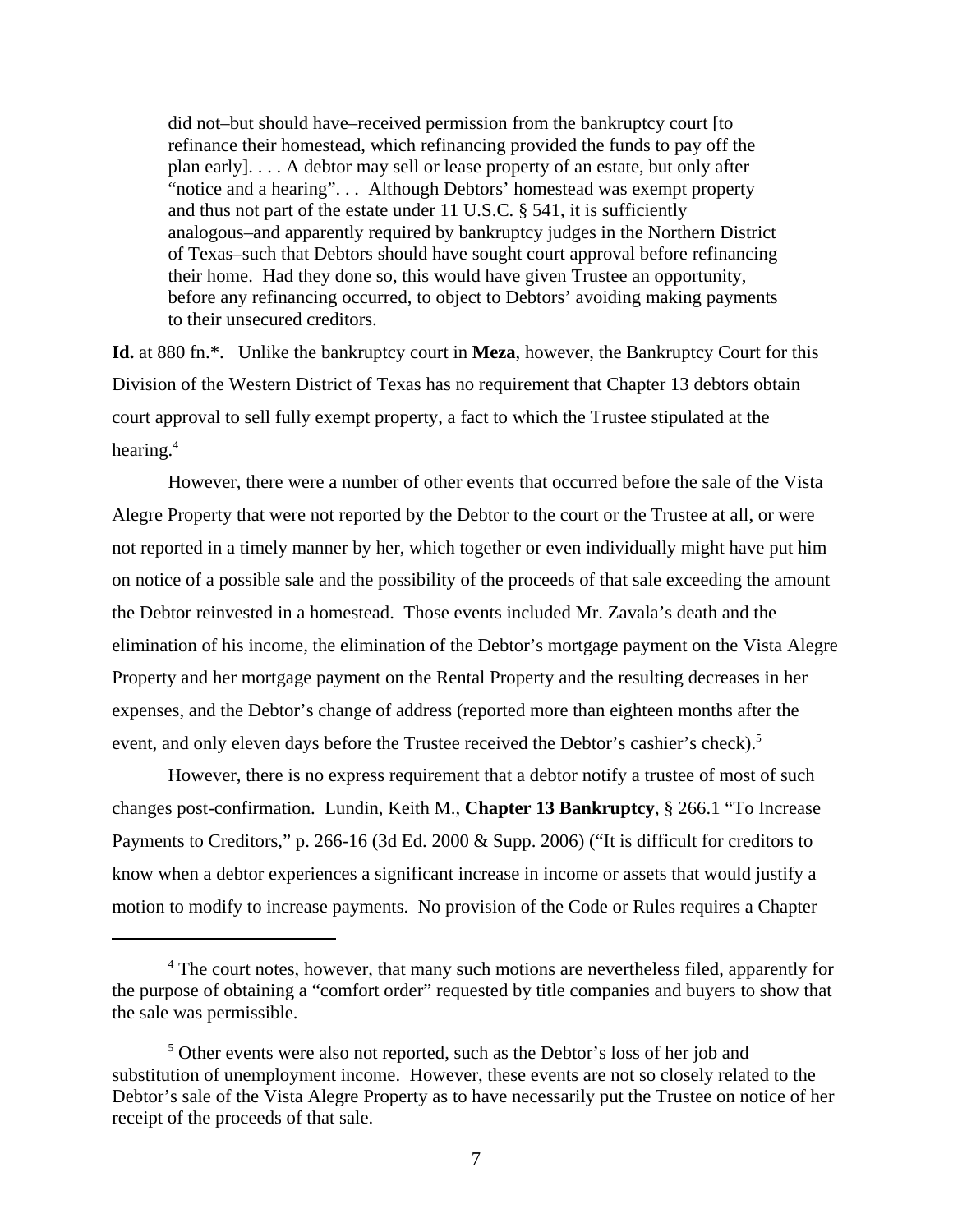> did not–but should have–received permission from the bankruptcy court [to refinance their homestead, which refinancing provided the funds to pay off the plan early]. . . . A debtor may sell or lease property of an estate, but only after "notice and a hearing". . . Although Debtors' homestead was exempt property and thus not part of the estate under 11 U.S.C. § 541, it is sufficiently analogous–and apparently required by bankruptcy judges in the Northern District of Texas–such that Debtors should have sought court approval before refinancing their home. Had they done so, this would have given Trustee an opportunity, before any refinancing occurred, to object to Debtors' avoiding making payments to their unsecured creditors.

**Id.** at 880 fn.*. Unlike the bankruptcy court in **Meza**, however, the Bankruptcy Court for this Division of the Western District of Texas has no requirement that Chapter 13 debtors obtain court approval to sell fully exempt property, a fact to which the Trustee stipulated at the hearing.[4]

However, there were a number of other events that occurred before the sale of the Vista Alegre Property that were not reported by the Debtor to the court or the Trustee at all, or were not reported in a timely manner by her, which together or even individually might have put him on notice of a possible sale and the possibility of the proceeds of that sale exceeding the amount the Debtor reinvested in a homestead. Those events included Mr. Zavala's death and the elimination of his income, the elimination of the Debtor's mortgage payment on the Vista Alegre Property and her mortgage payment on the Rental Property and the resulting decreases in her expenses, and the Debtor's change of address (reported more than eighteen months after the event, and only eleven days before the Trustee received the Debtor's cashier's check).[5]

However, there is no express requirement that a debtor notify a trustee of most of such changes post-confirmation. Lundin, Keith M., **Chapter 13 Bankruptcy**, § 266.1 "To Increase Payments to Creditors," p. 266-16 (3d Ed. 2000 & Supp. 2006) ("It is difficult for creditors to know when a debtor experiences a significant increase in income or assets that would justify a motion to modify to increase payments. No provision of the Code or Rules requires a Chapter

---

[4] The court notes, however, that many such motions are nevertheless filed, apparently for the purpose of obtaining a "comfort order" requested by title companies and buyers to show that the sale was permissible.

[5] Other events were also not reported, such as the Debtor's loss of her job and substitution of unemployment income. However, these events are not so closely related to the Debtor's sale of the Vista Alegre Property as to have necessarily put the Trustee on notice of her receipt of the proceeds of that sale.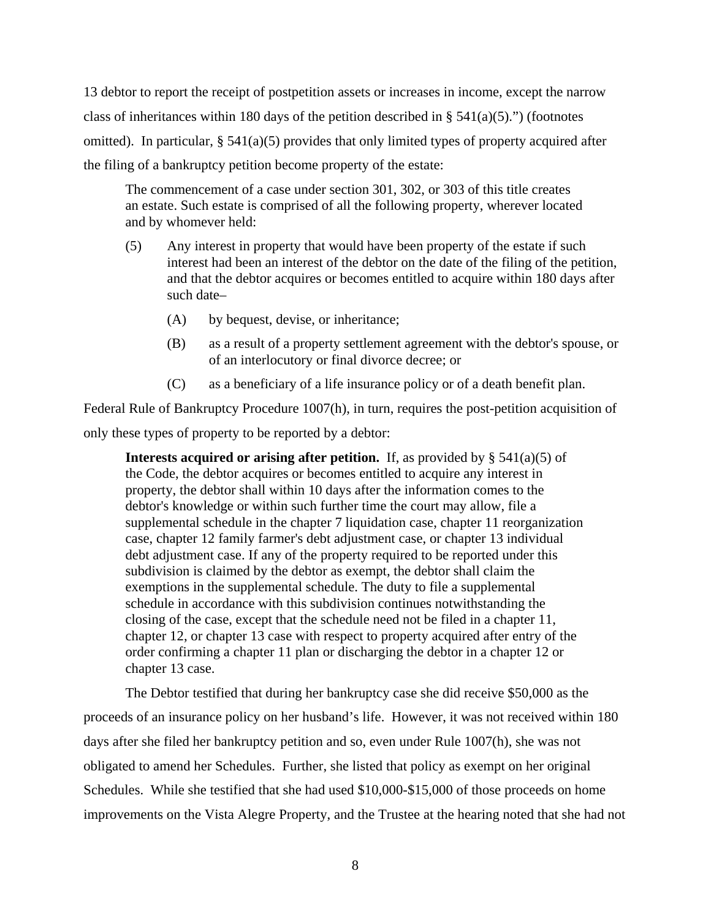13 debtor to report the receipt of postpetition assets or increases in income, except the narrow class of inheritances within 180 days of the petition described in § 541(a)(5).") (footnotes omitted). In particular, § 541(a)(5) provides that only limited types of property acquired after the filing of a bankruptcy petition become property of the estate:

> The commencement of a case under section 301, 302, or 303 of this title creates an estate. Such estate is comprised of all the following property, wherever located and by whomever held:
>
> (5) Any interest in property that would have been property of the estate if such interest had been an interest of the debtor on the date of the filing of the petition, and that the debtor acquires or becomes entitled to acquire within 180 days after such date–
>
> (A) by bequest, devise, or inheritance;
>
> (B) as a result of a property settlement agreement with the debtor's spouse, or of an interlocutory or final divorce decree; or
>
> (C) as a beneficiary of a life insurance policy or of a death benefit plan.

Federal Rule of Bankruptcy Procedure 1007(h), in turn, requires the post-petition acquisition of only these types of property to be reported by a debtor:

> **Interests acquired or arising after petition.** If, as provided by § 541(a)(5) of the Code, the debtor acquires or becomes entitled to acquire any interest in property, the debtor shall within 10 days after the information comes to the debtor's knowledge or within such further time the court may allow, file a supplemental schedule in the chapter 7 liquidation case, chapter 11 reorganization case, chapter 12 family farmer's debt adjustment case, or chapter 13 individual debt adjustment case. If any of the property required to be reported under this subdivision is claimed by the debtor as exempt, the debtor shall claim the exemptions in the supplemental schedule. The duty to file a supplemental schedule in accordance with this subdivision continues notwithstanding the closing of the case, except that the schedule need not be filed in a chapter 11, chapter 12, or chapter 13 case with respect to property acquired after entry of the order confirming a chapter 11 plan or discharging the debtor in a chapter 12 or chapter 13 case.

The Debtor testified that during her bankruptcy case she did receive $50,000 as the proceeds of an insurance policy on her husband's life. However, it was not received within 180 days after she filed her bankruptcy petition and so, even under Rule 1007(h), she was not obligated to amend her Schedules. Further, she listed that policy as exempt on her original Schedules. While she testified that she had used $10,000-$15,000 of those proceeds on home improvements on the Vista Alegre Property, and the Trustee at the hearing noted that she had not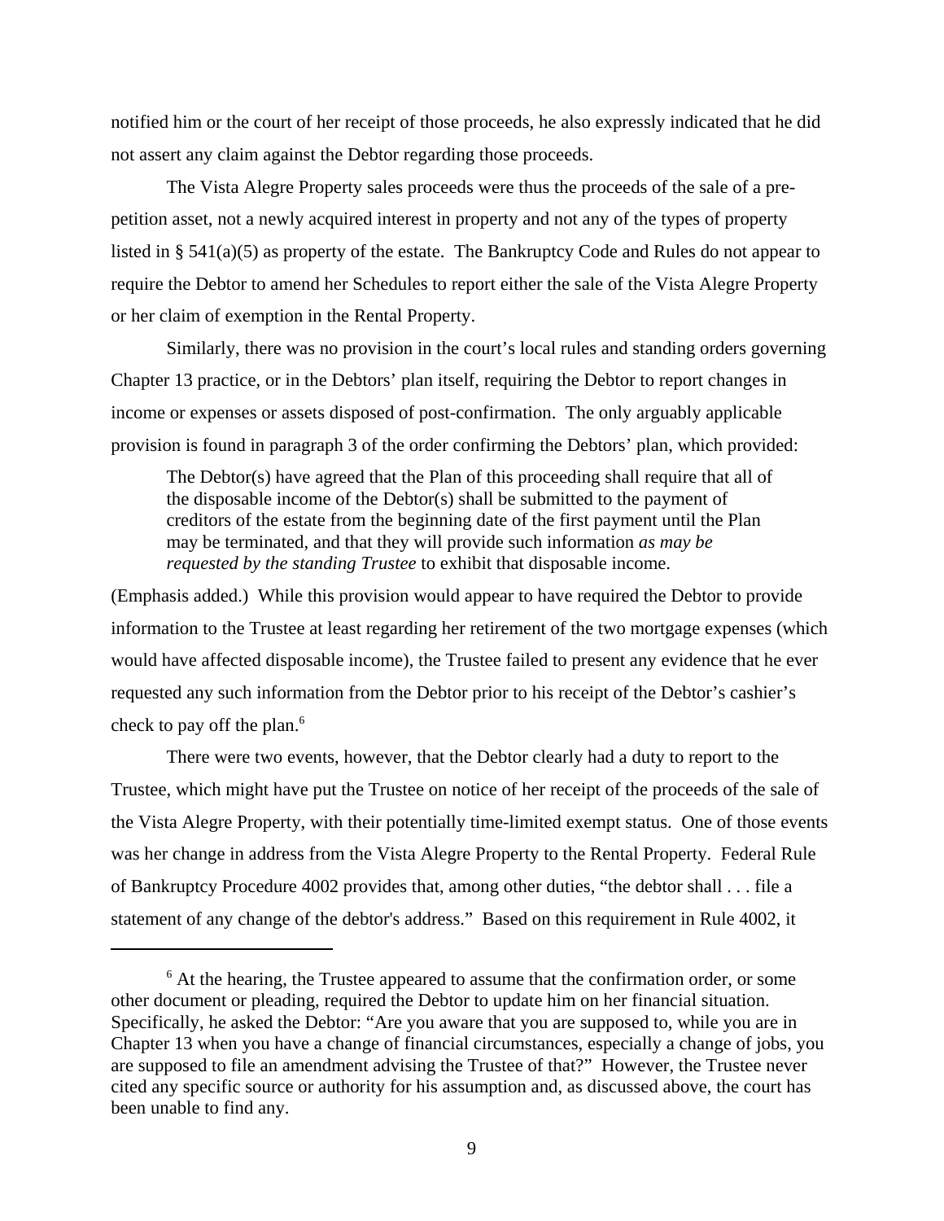notified him or the court of her receipt of those proceeds, he also expressly indicated that he did not assert any claim against the Debtor regarding those proceeds.

The Vista Alegre Property sales proceeds were thus the proceeds of the sale of a pre-petition asset, not a newly acquired interest in property and not any of the types of property listed in § 541(a)(5) as property of the estate. The Bankruptcy Code and Rules do not appear to require the Debtor to amend her Schedules to report either the sale of the Vista Alegre Property or her claim of exemption in the Rental Property.

Similarly, there was no provision in the court's local rules and standing orders governing Chapter 13 practice, or in the Debtors' plan itself, requiring the Debtor to report changes in income or expenses or assets disposed of post-confirmation. The only arguably applicable provision is found in paragraph 3 of the order confirming the Debtors' plan, which provided:

> The Debtor(s) have agreed that the Plan of this proceeding shall require that all of the disposable income of the Debtor(s) shall be submitted to the payment of creditors of the estate from the beginning date of the first payment until the Plan may be terminated, and that they will provide such information *as may be requested by the standing Trustee* to exhibit that disposable income.

(Emphasis added.) While this provision would appear to have required the Debtor to provide information to the Trustee at least regarding her retirement of the two mortgage expenses (which would have affected disposable income), the Trustee failed to present any evidence that he ever requested any such information from the Debtor prior to his receipt of the Debtor's cashier's check to pay off the plan.[6]

There were two events, however, that the Debtor clearly had a duty to report to the Trustee, which might have put the Trustee on notice of her receipt of the proceeds of the sale of the Vista Alegre Property, with their potentially time-limited exempt status. One of those events was her change in address from the Vista Alegre Property to the Rental Property. Federal Rule of Bankruptcy Procedure 4002 provides that, among other duties, "the debtor shall . . . file a statement of any change of the debtor's address." Based on this requirement in Rule 4002, it

---

[6] At the hearing, the Trustee appeared to assume that the confirmation order, or some other document or pleading, required the Debtor to update him on her financial situation. Specifically, he asked the Debtor: "Are you aware that you are supposed to, while you are in Chapter 13 when you have a change of financial circumstances, especially a change of jobs, you are supposed to file an amendment advising the Trustee of that?" However, the Trustee never cited any specific source or authority for his assumption and, as discussed above, the court has been unable to find any.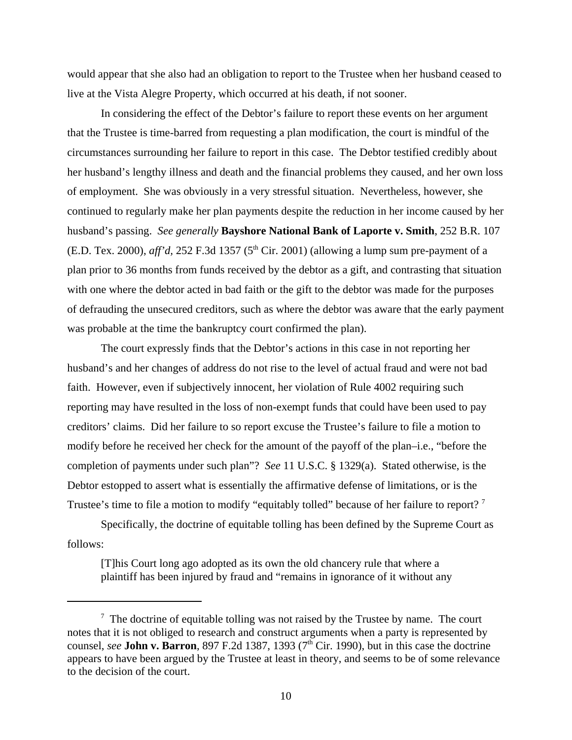would appear that she also had an obligation to report to the Trustee when her husband ceased to live at the Vista Alegre Property, which occurred at his death, if not sooner.

In considering the effect of the Debtor's failure to report these events on her argument that the Trustee is time-barred from requesting a plan modification, the court is mindful of the circumstances surrounding her failure to report in this case. The Debtor testified credibly about her husband's lengthy illness and death and the financial problems they caused, and her own loss of employment. She was obviously in a very stressful situation. Nevertheless, however, she continued to regularly make her plan payments despite the reduction in her income caused by her husband's passing. *See generally* **Bayshore National Bank of Laporte v. Smith**, 252 B.R. 107 (E.D. Tex. 2000), *aff'd*, 252 F.3d 1357 (5th Cir. 2001) (allowing a lump sum pre-payment of a plan prior to 36 months from funds received by the debtor as a gift, and contrasting that situation with one where the debtor acted in bad faith or the gift to the debtor was made for the purposes of defrauding the unsecured creditors, such as where the debtor was aware that the early payment was probable at the time the bankruptcy court confirmed the plan).

The court expressly finds that the Debtor's actions in this case in not reporting her husband's and her changes of address do not rise to the level of actual fraud and were not bad faith. However, even if subjectively innocent, her violation of Rule 4002 requiring such reporting may have resulted in the loss of non-exempt funds that could have been used to pay creditors' claims. Did her failure to so report excuse the Trustee's failure to file a motion to modify before he received her check for the amount of the payoff of the plan–i.e., "before the completion of payments under such plan"? *See* 11 U.S.C. § 1329(a). Stated otherwise, is the Debtor estopped to assert what is essentially the affirmative defense of limitations, or is the Trustee's time to file a motion to modify "equitably tolled" because of her failure to report? [7]

Specifically, the doctrine of equitable tolling has been defined by the Supreme Court as follows:

> [T]his Court long ago adopted as its own the old chancery rule that where a plaintiff has been injured by fraud and "remains in ignorance of it without any

[7] The doctrine of equitable tolling was not raised by the Trustee by name. The court notes that it is not obliged to research and construct arguments when a party is represented by counsel, *see* **John v. Barron**, 897 F.2d 1387, 1393 (7th Cir. 1990), but in this case the doctrine appears to have been argued by the Trustee at least in theory, and seems to be of some relevance to the decision of the court.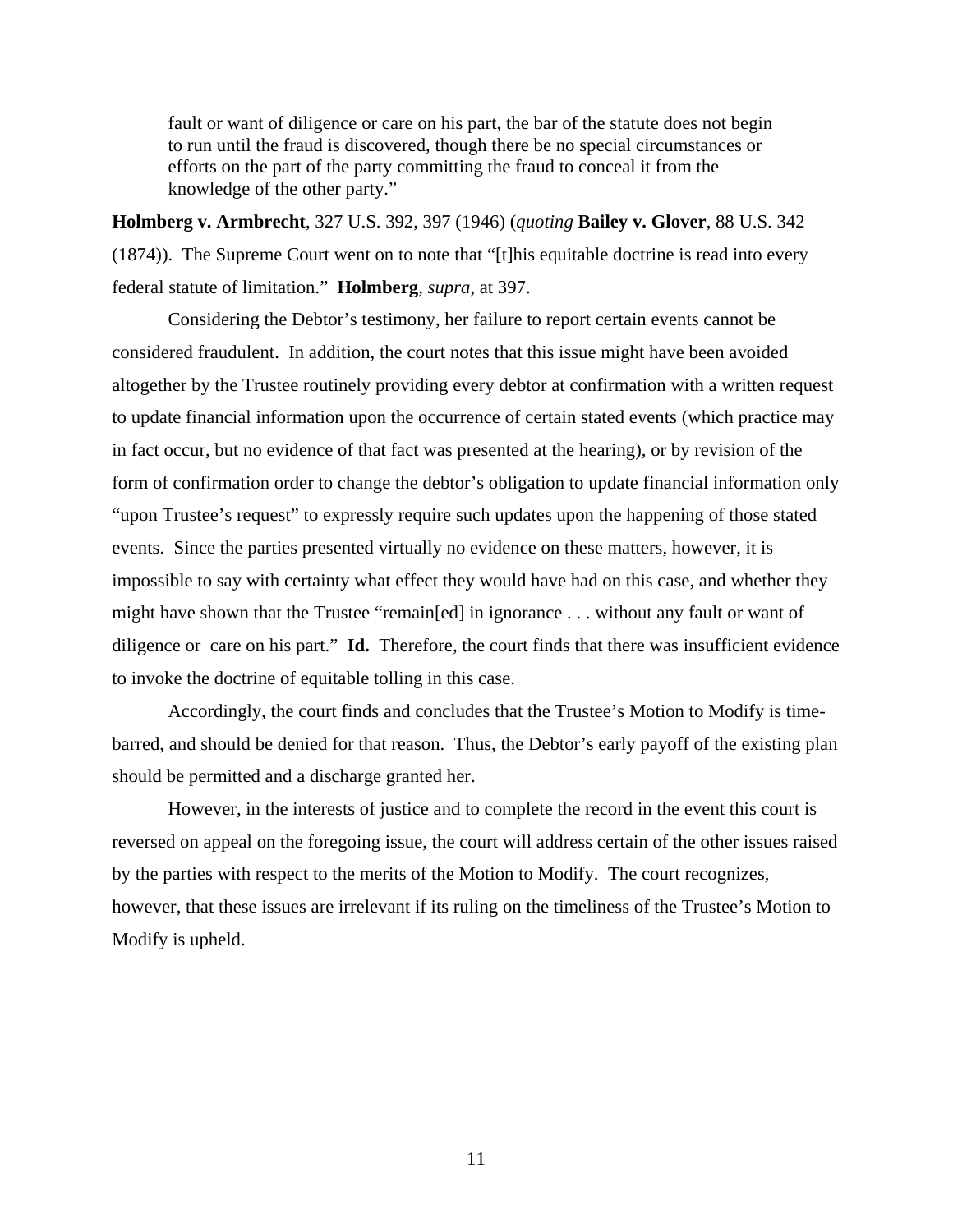> fault or want of diligence or care on his part, the bar of the statute does not begin to run until the fraud is discovered, though there be no special circumstances or efforts on the part of the party committing the fraud to conceal it from the knowledge of the other party."

**Holmberg v. Armbrecht**, 327 U.S. 392, 397 (1946) (*quoting* **Bailey v. Glover**, 88 U.S. 342 (1874)). The Supreme Court went on to note that "[t]his equitable doctrine is read into every federal statute of limitation." **Holmberg**, *supra*, at 397.

Considering the Debtor's testimony, her failure to report certain events cannot be considered fraudulent. In addition, the court notes that this issue might have been avoided altogether by the Trustee routinely providing every debtor at confirmation with a written request to update financial information upon the occurrence of certain stated events (which practice may in fact occur, but no evidence of that fact was presented at the hearing), or by revision of the form of confirmation order to change the debtor's obligation to update financial information only "upon Trustee's request" to expressly require such updates upon the happening of those stated events. Since the parties presented virtually no evidence on these matters, however, it is impossible to say with certainty what effect they would have had on this case, and whether they might have shown that the Trustee "remain[ed] in ignorance . . . without any fault or want of diligence or care on his part." **Id.** Therefore, the court finds that there was insufficient evidence to invoke the doctrine of equitable tolling in this case.

Accordingly, the court finds and concludes that the Trustee's Motion to Modify is time-barred, and should be denied for that reason. Thus, the Debtor's early payoff of the existing plan should be permitted and a discharge granted her.

However, in the interests of justice and to complete the record in the event this court is reversed on appeal on the foregoing issue, the court will address certain of the other issues raised by the parties with respect to the merits of the Motion to Modify. The court recognizes, however, that these issues are irrelevant if its ruling on the timeliness of the Trustee's Motion to Modify is upheld.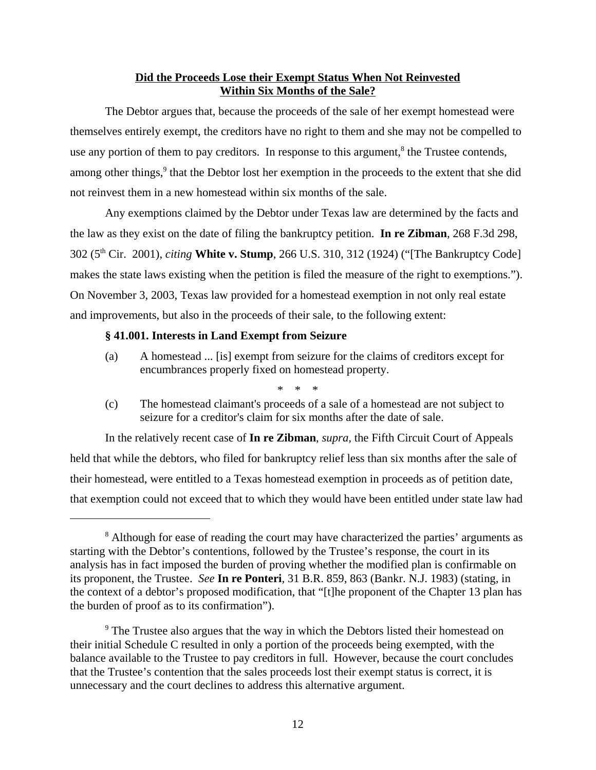**Did the Proceeds Lose their Exempt Status When Not Reinvested Within Six Months of the Sale?**

The Debtor argues that, because the proceeds of the sale of her exempt homestead were themselves entirely exempt, the creditors have no right to them and she may not be compelled to use any portion of them to pay creditors. In response to this argument,[8] the Trustee contends, among other things,[9] that the Debtor lost her exemption in the proceeds to the extent that she did not reinvest them in a new homestead within six months of the sale.

Any exemptions claimed by the Debtor under Texas law are determined by the facts and the law as they exist on the date of filing the bankruptcy petition. **In re Zibman**, 268 F.3d 298, 302 (5th Cir. 2001), *citing* **White v. Stump**, 266 U.S. 310, 312 (1924) ("[The Bankruptcy Code] makes the state laws existing when the petition is filed the measure of the right to exemptions."). On November 3, 2003, Texas law provided for a homestead exemption in not only real estate and improvements, but also in the proceeds of their sale, to the following extent:

**§ 41.001. Interests in Land Exempt from Seizure**

(a) A homestead ... [is] exempt from seizure for the claims of creditors except for encumbrances properly fixed on homestead property.

\* \* \*

(c) The homestead claimant's proceeds of a sale of a homestead are not subject to seizure for a creditor's claim for six months after the date of sale.

In the relatively recent case of **In re Zibman**, *supra*, the Fifth Circuit Court of Appeals held that while the debtors, who filed for bankruptcy relief less than six months after the sale of their homestead, were entitled to a Texas homestead exemption in proceeds as of petition date, that exemption could not exceed that to which they would have been entitled under state law had

---

[8] Although for ease of reading the court may have characterized the parties' arguments as starting with the Debtor's contentions, followed by the Trustee's response, the court in its analysis has in fact imposed the burden of proving whether the modified plan is confirmable on its proponent, the Trustee. *See* **In re Ponteri**, 31 B.R. 859, 863 (Bankr. N.J. 1983) (stating, in the context of a debtor's proposed modification, that "[t]he proponent of the Chapter 13 plan has the burden of proof as to its confirmation").

[9] The Trustee also argues that the way in which the Debtors listed their homestead on their initial Schedule C resulted in only a portion of the proceeds being exempted, with the balance available to the Trustee to pay creditors in full. However, because the court concludes that the Trustee's contention that the sales proceeds lost their exempt status is correct, it is unnecessary and the court declines to address this alternative argument.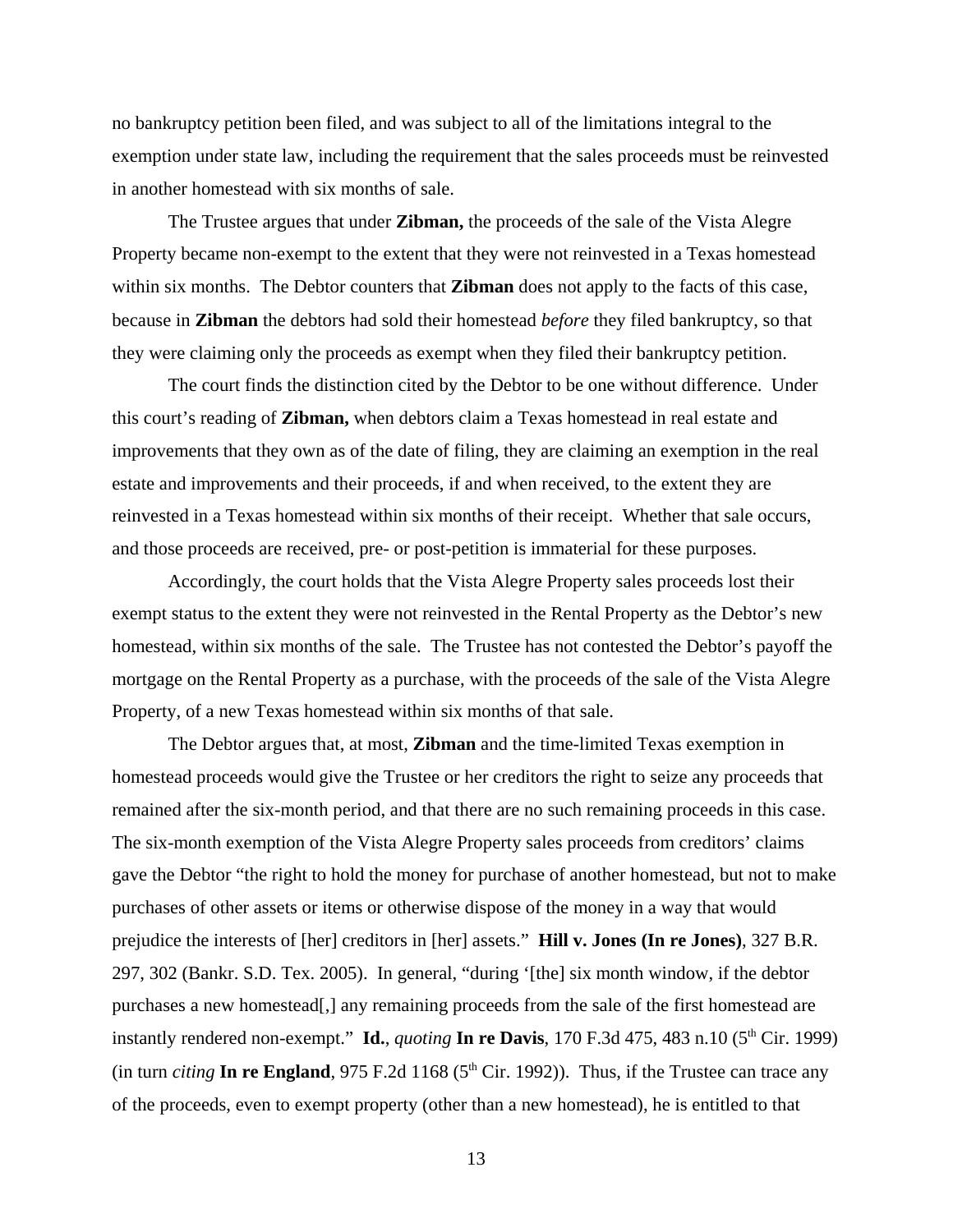no bankruptcy petition been filed, and was subject to all of the limitations integral to the exemption under state law, including the requirement that the sales proceeds must be reinvested in another homestead with six months of sale.

The Trustee argues that under **Zibman,** the proceeds of the sale of the Vista Alegre Property became non-exempt to the extent that they were not reinvested in a Texas homestead within six months. The Debtor counters that **Zibman** does not apply to the facts of this case, because in **Zibman** the debtors had sold their homestead *before* they filed bankruptcy, so that they were claiming only the proceeds as exempt when they filed their bankruptcy petition.

The court finds the distinction cited by the Debtor to be one without difference. Under this court's reading of **Zibman,** when debtors claim a Texas homestead in real estate and improvements that they own as of the date of filing, they are claiming an exemption in the real estate and improvements and their proceeds, if and when received, to the extent they are reinvested in a Texas homestead within six months of their receipt. Whether that sale occurs, and those proceeds are received, pre- or post-petition is immaterial for these purposes.

Accordingly, the court holds that the Vista Alegre Property sales proceeds lost their exempt status to the extent they were not reinvested in the Rental Property as the Debtor's new homestead, within six months of the sale. The Trustee has not contested the Debtor's payoff the mortgage on the Rental Property as a purchase, with the proceeds of the sale of the Vista Alegre Property, of a new Texas homestead within six months of that sale.

The Debtor argues that, at most, **Zibman** and the time-limited Texas exemption in homestead proceeds would give the Trustee or her creditors the right to seize any proceeds that remained after the six-month period, and that there are no such remaining proceeds in this case. The six-month exemption of the Vista Alegre Property sales proceeds from creditors' claims gave the Debtor "the right to hold the money for purchase of another homestead, but not to make purchases of other assets or items or otherwise dispose of the money in a way that would prejudice the interests of [her] creditors in [her] assets." **Hill v. Jones (In re Jones)**, 327 B.R. 297, 302 (Bankr. S.D. Tex. 2005). In general, "during '[the] six month window, if the debtor purchases a new homestead[,] any remaining proceeds from the sale of the first homestead are instantly rendered non-exempt." **Id.**, *quoting* **In re Davis**, 170 F.3d 475, 483 n.10 (5th Cir. 1999) (in turn *citing* **In re England**, 975 F.2d 1168 (5th Cir. 1992)). Thus, if the Trustee can trace any of the proceeds, even to exempt property (other than a new homestead), he is entitled to that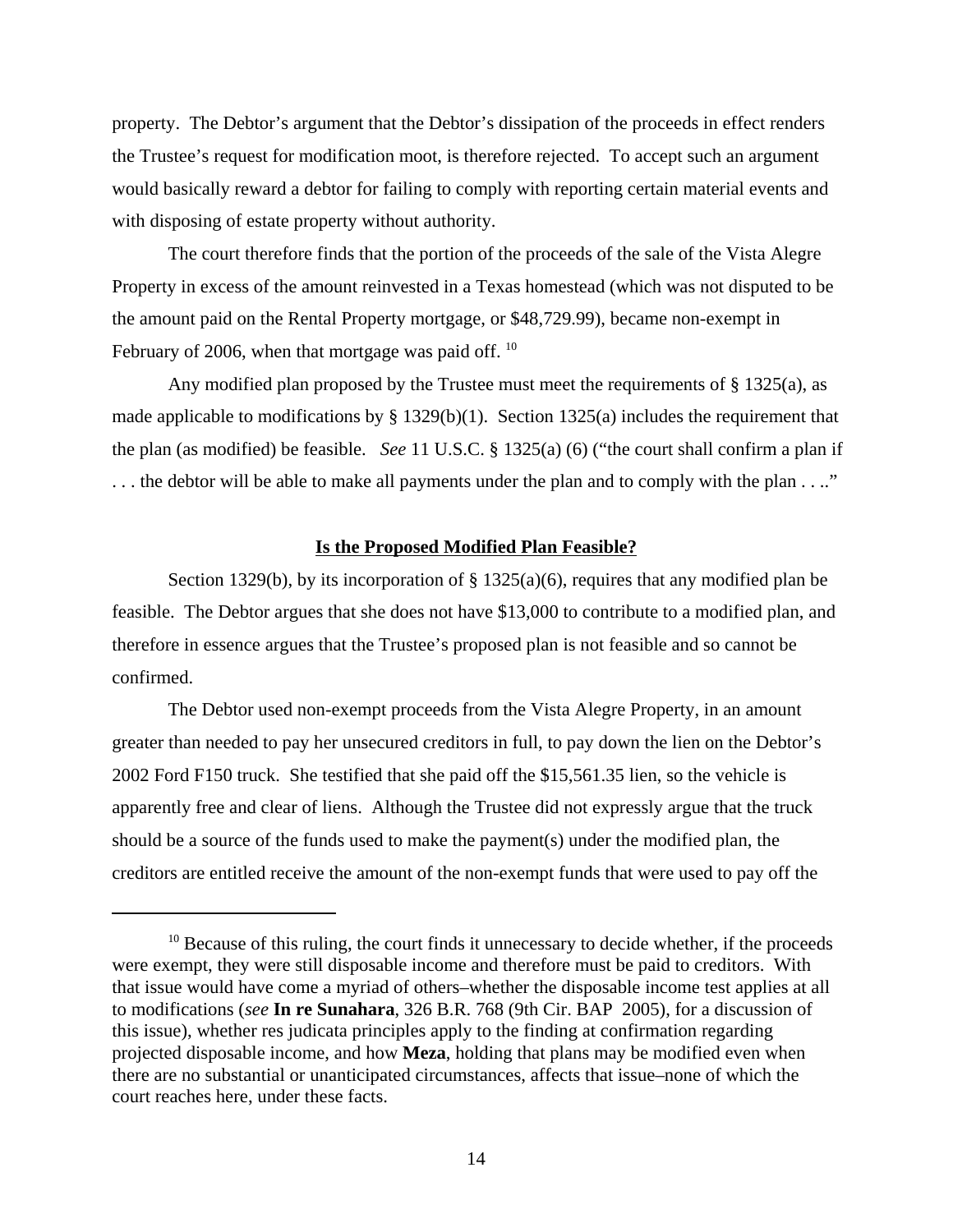property. The Debtor's argument that the Debtor's dissipation of the proceeds in effect renders the Trustee's request for modification moot, is therefore rejected. To accept such an argument would basically reward a debtor for failing to comply with reporting certain material events and with disposing of estate property without authority.

The court therefore finds that the portion of the proceeds of the sale of the Vista Alegre Property in excess of the amount reinvested in a Texas homestead (which was not disputed to be the amount paid on the Rental Property mortgage, or $48,729.99), became non-exempt in February of 2006, when that mortgage was paid off. [10]

Any modified plan proposed by the Trustee must meet the requirements of § 1325(a), as made applicable to modifications by § 1329(b)(1). Section 1325(a) includes the requirement that the plan (as modified) be feasible. *See* 11 U.S.C. § 1325(a) (6) ("the court shall confirm a plan if . . . the debtor will be able to make all payments under the plan and to comply with the plan . . .."

**Is the Proposed Modified Plan Feasible?**

Section 1329(b), by its incorporation of § 1325(a)(6), requires that any modified plan be feasible. The Debtor argues that she does not have $13,000 to contribute to a modified plan, and therefore in essence argues that the Trustee's proposed plan is not feasible and so cannot be confirmed.

The Debtor used non-exempt proceeds from the Vista Alegre Property, in an amount greater than needed to pay her unsecured creditors in full, to pay down the lien on the Debtor's 2002 Ford F150 truck. She testified that she paid off the $15,561.35 lien, so the vehicle is apparently free and clear of liens. Although the Trustee did not expressly argue that the truck should be a source of the funds used to make the payment(s) under the modified plan, the creditors are entitled receive the amount of the non-exempt funds that were used to pay off the

[10] Because of this ruling, the court finds it unnecessary to decide whether, if the proceeds were exempt, they were still disposable income and therefore must be paid to creditors. With that issue would have come a myriad of others–whether the disposable income test applies at all to modifications (*see* **In re Sunahara**, 326 B.R. 768 (9th Cir. BAP 2005), for a discussion of this issue), whether res judicata principles apply to the finding at confirmation regarding projected disposable income, and how **Meza**, holding that plans may be modified even when there are no substantial or unanticipated circumstances, affects that issue–none of which the court reaches here, under these facts.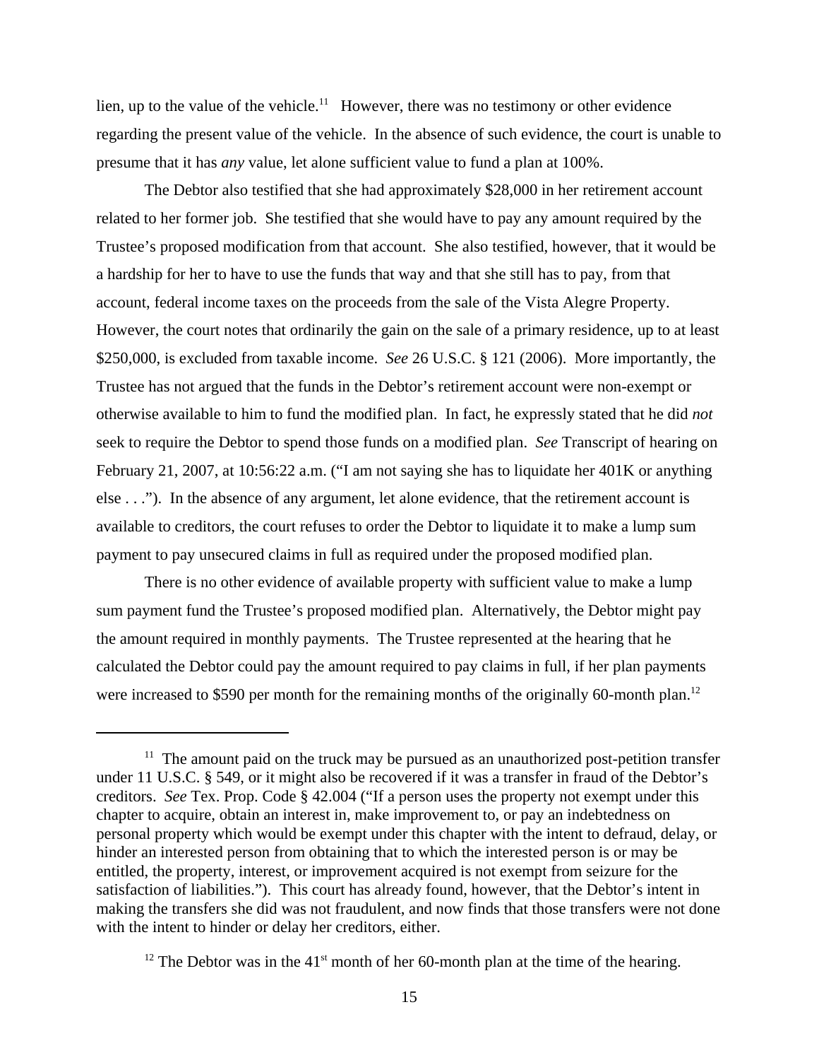lien, up to the value of the vehicle.[11] However, there was no testimony or other evidence regarding the present value of the vehicle. In the absence of such evidence, the court is unable to presume that it has *any* value, let alone sufficient value to fund a plan at 100%.

The Debtor also testified that she had approximately $28,000 in her retirement account related to her former job. She testified that she would have to pay any amount required by the Trustee's proposed modification from that account. She also testified, however, that it would be a hardship for her to have to use the funds that way and that she still has to pay, from that account, federal income taxes on the proceeds from the sale of the Vista Alegre Property. However, the court notes that ordinarily the gain on the sale of a primary residence, up to at least $250,000, is excluded from taxable income. *See* 26 U.S.C. § 121 (2006). More importantly, the Trustee has not argued that the funds in the Debtor's retirement account were non-exempt or otherwise available to him to fund the modified plan. In fact, he expressly stated that he did *not* seek to require the Debtor to spend those funds on a modified plan. *See* Transcript of hearing on February 21, 2007, at 10:56:22 a.m. ("I am not saying she has to liquidate her 401K or anything else . . ."). In the absence of any argument, let alone evidence, that the retirement account is available to creditors, the court refuses to order the Debtor to liquidate it to make a lump sum payment to pay unsecured claims in full as required under the proposed modified plan.

There is no other evidence of available property with sufficient value to make a lump sum payment fund the Trustee's proposed modified plan. Alternatively, the Debtor might pay the amount required in monthly payments. The Trustee represented at the hearing that he calculated the Debtor could pay the amount required to pay claims in full, if her plan payments were increased to $590 per month for the remaining months of the originally 60-month plan.[12]

---

[11] The amount paid on the truck may be pursued as an unauthorized post-petition transfer under 11 U.S.C. § 549, or it might also be recovered if it was a transfer in fraud of the Debtor's creditors. *See* Tex. Prop. Code § 42.004 ("If a person uses the property not exempt under this chapter to acquire, obtain an interest in, make improvement to, or pay an indebtedness on personal property which would be exempt under this chapter with the intent to defraud, delay, or hinder an interested person from obtaining that to which the interested person is or may be entitled, the property, interest, or improvement acquired is not exempt from seizure for the satisfaction of liabilities."). This court has already found, however, that the Debtor's intent in making the transfers she did was not fraudulent, and now finds that those transfers were not done with the intent to hinder or delay her creditors, either.

[12] The Debtor was in the 41st month of her 60-month plan at the time of the hearing.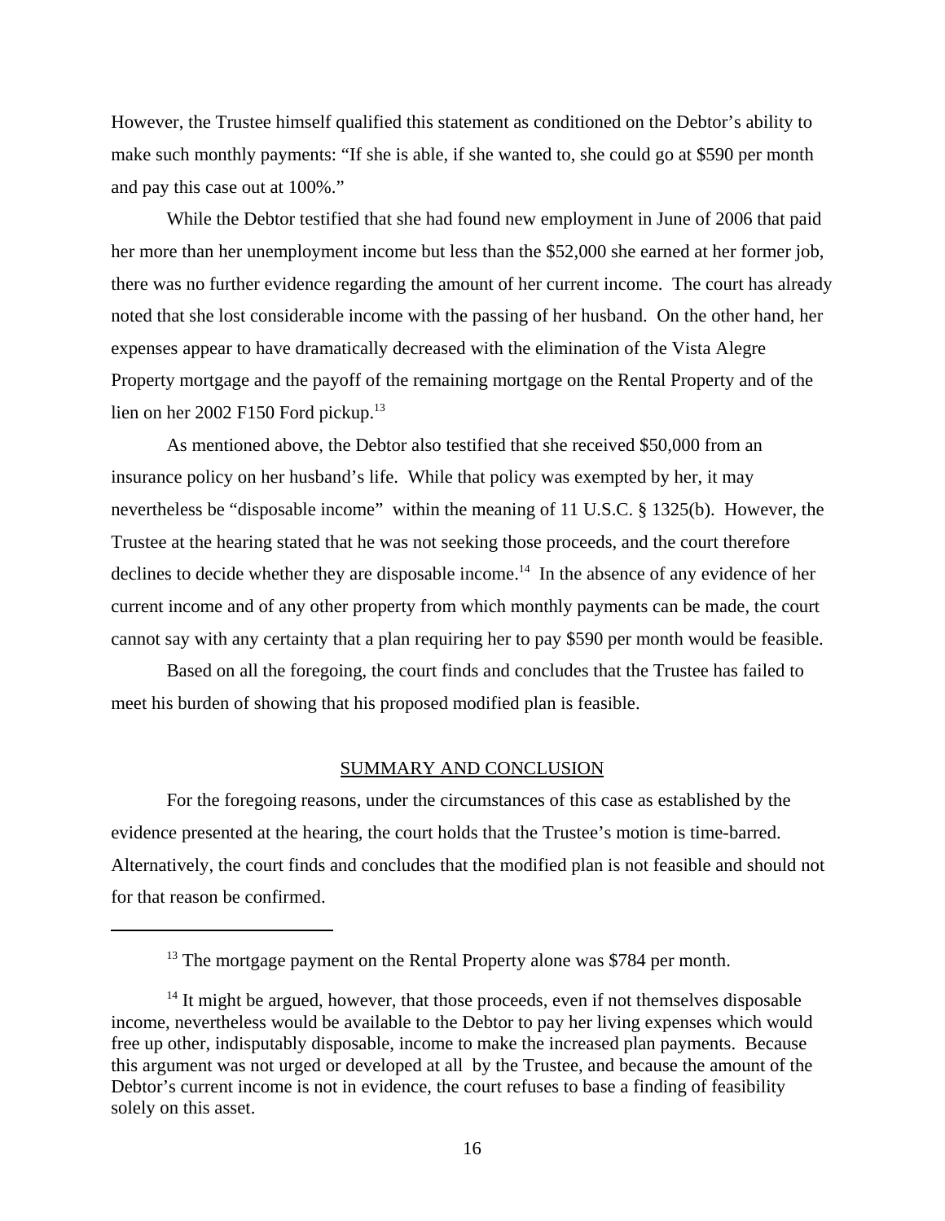However, the Trustee himself qualified this statement as conditioned on the Debtor's ability to make such monthly payments: "If she is able, if she wanted to, she could go at $590 per month and pay this case out at 100%."

While the Debtor testified that she had found new employment in June of 2006 that paid her more than her unemployment income but less than the $52,000 she earned at her former job, there was no further evidence regarding the amount of her current income. The court has already noted that she lost considerable income with the passing of her husband. On the other hand, her expenses appear to have dramatically decreased with the elimination of the Vista Alegre Property mortgage and the payoff of the remaining mortgage on the Rental Property and of the lien on her 2002 F150 Ford pickup.[13]

As mentioned above, the Debtor also testified that she received $50,000 from an insurance policy on her husband's life. While that policy was exempted by her, it may nevertheless be "disposable income" within the meaning of 11 U.S.C. § 1325(b). However, the Trustee at the hearing stated that he was not seeking those proceeds, and the court therefore declines to decide whether they are disposable income.[14] In the absence of any evidence of her current income and of any other property from which monthly payments can be made, the court cannot say with any certainty that a plan requiring her to pay $590 per month would be feasible.

Based on all the foregoing, the court finds and concludes that the Trustee has failed to meet his burden of showing that his proposed modified plan is feasible.

## SUMMARY AND CONCLUSION

For the foregoing reasons, under the circumstances of this case as established by the evidence presented at the hearing, the court holds that the Trustee's motion is time-barred. Alternatively, the court finds and concludes that the modified plan is not feasible and should not for that reason be confirmed.

---

[13] The mortgage payment on the Rental Property alone was $784 per month.

[14] It might be argued, however, that those proceeds, even if not themselves disposable income, nevertheless would be available to the Debtor to pay her living expenses which would free up other, indisputably disposable, income to make the increased plan payments. Because this argument was not urged or developed at all by the Trustee, and because the amount of the Debtor's current income is not in evidence, the court refuses to base a finding of feasibility solely on this asset.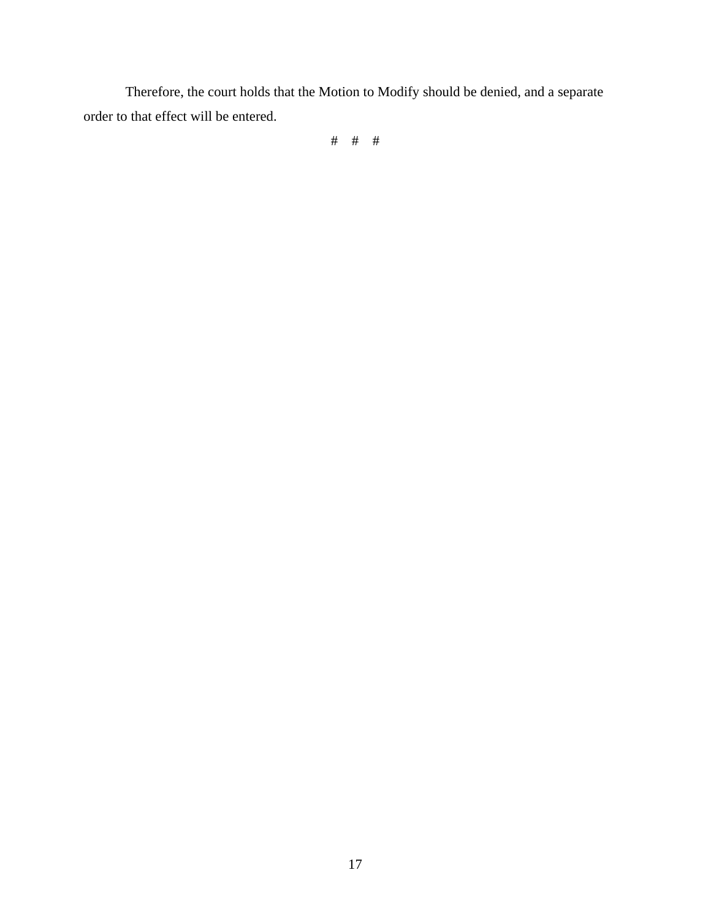Therefore, the court holds that the Motion to Modify should be denied, and a separate order to that effect will be entered.

# # #